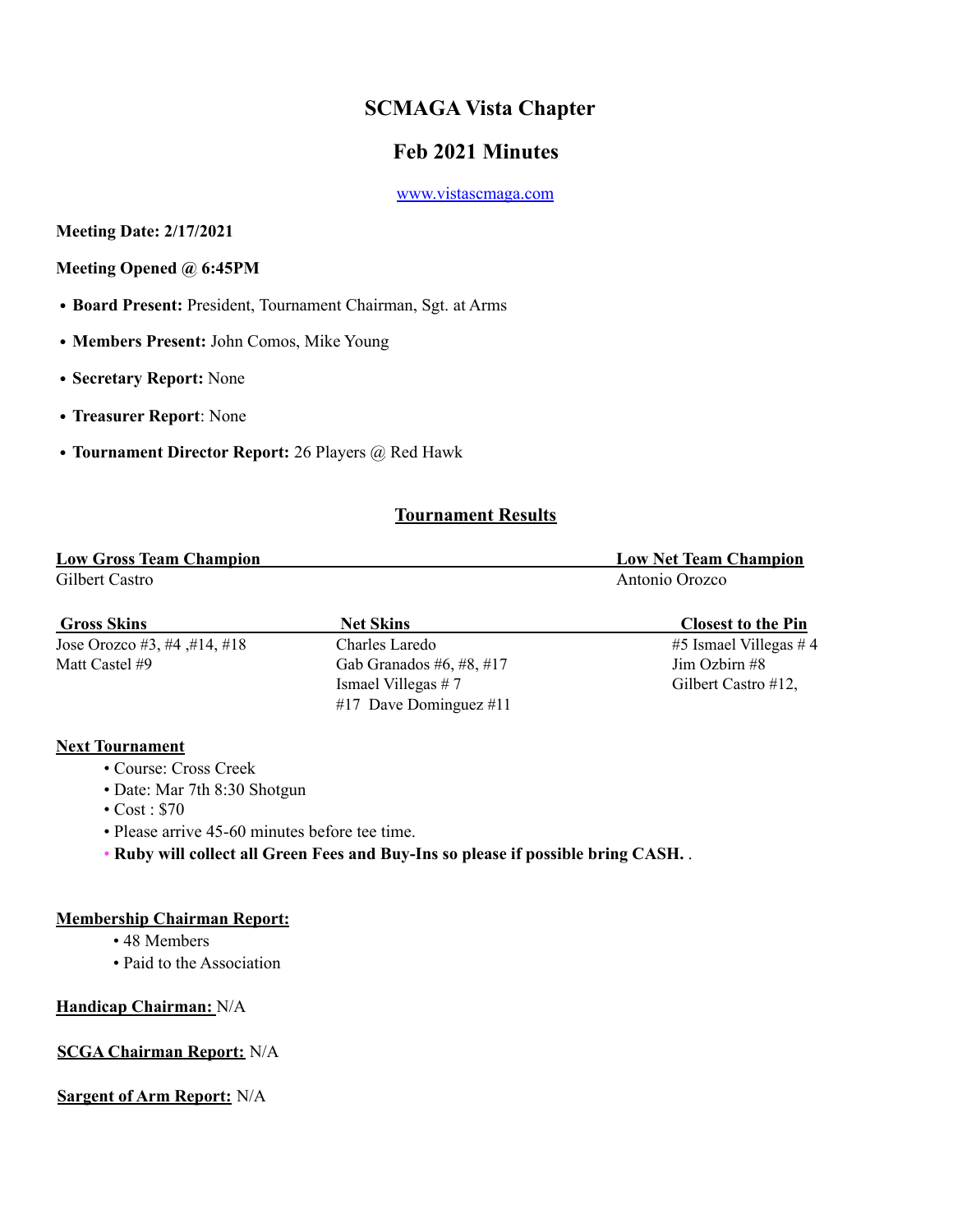# SCMAGA Vista Chapter

## Feb 2021 Minutes

www.vistascmaga.com

**Meeting Date: 2/17/2021**

**Meeting Opened @ 6:45PM**

- **Board Present:** President, Tournament Chairman, Sgt. at Arms
- **Members Present:** John Comos, Mike Young
- **Secretary Report:** None
- **Treasurer Report**: None
- **Tournament Director Report:** 26 Players @ Red Hawk

### Tournament Results

| Low Gross Team Champion | Low Net Team Champion |
|---|---|
| Gilbert Castro | Antonio Orozco |

| Gross Skins | Net Skins | Closest to the Pin |
|---|---|---|
| Jose Orozco #3, #4 ,#14, #18 | Charles Laredo | #5 Ismael Villegas # 4 |
| Matt Castel #9 | Gab Granados #6, #8, #17 | Jim Ozbirn #8 |
| | Ismael Villegas # 7 | Gilbert Castro #12, |
| | #17 Dave Dominguez #11 | |

**Next Tournament**

- Course: Cross Creek
- Date: Mar 7th 8:30 Shotgun
- Cost : $70
- Please arrive 45-60 minutes before tee time.
- **Ruby will collect all Green Fees and Buy-Ins so please if possible bring CASH.** .

**Membership Chairman Report:**

- 48 Members
- Paid to the Association

**Handicap Chairman:** N/A

**SCGA Chairman Report:** N/A

**Sargent of Arm Report:** N/A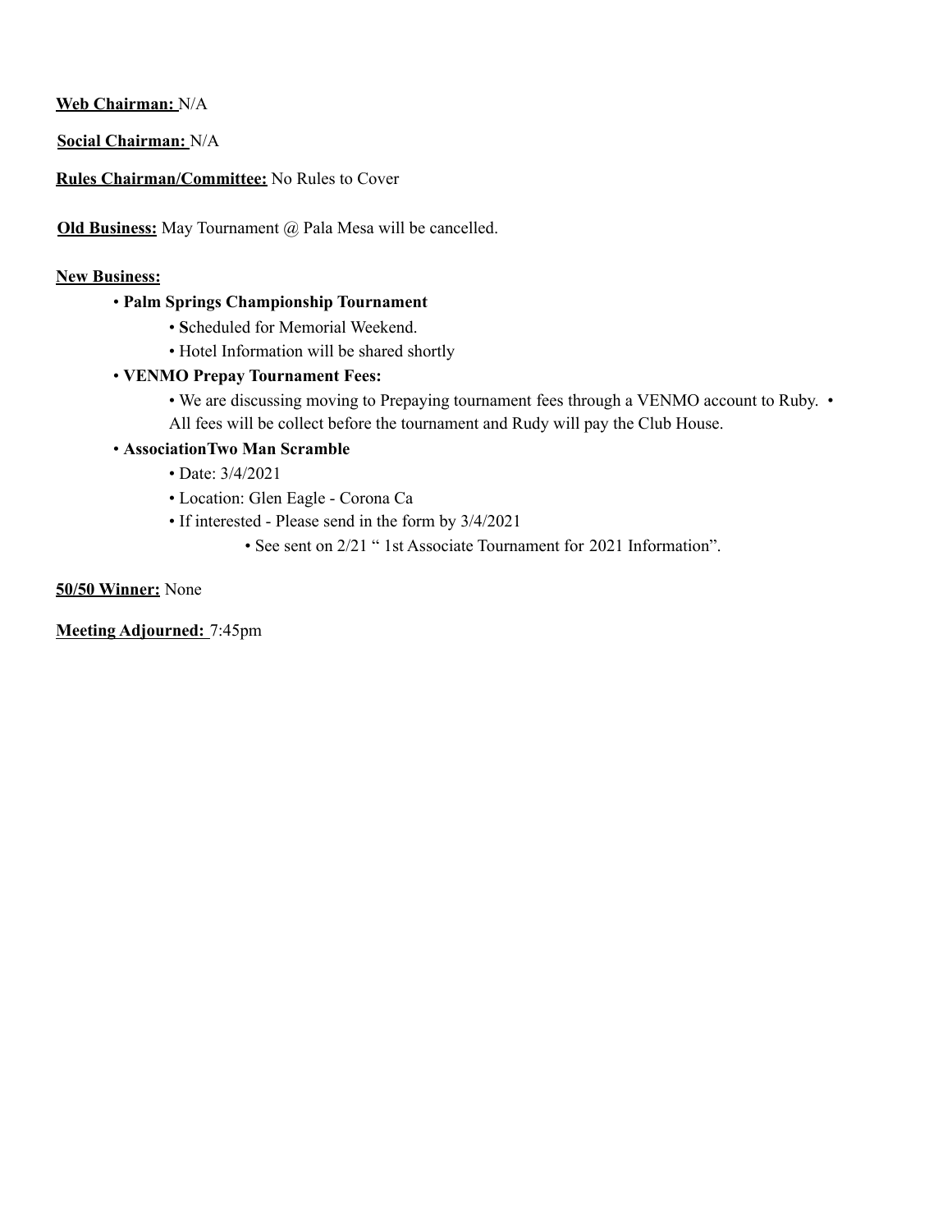**Web Chairman:** N/A

**Social Chairman:** N/A

**Rules Chairman/Committee:** No Rules to Cover

**Old Business:** May Tournament @ Pala Mesa will be cancelled.

**New Business:**

- **Palm Springs Championship Tournament**
  - **S**cheduled for Memorial Weekend.
  - Hotel Information will be shared shortly
- **VENMO Prepay Tournament Fees:**
  - We are discussing moving to Prepaying tournament fees through a VENMO account to Ruby. • All fees will be collect before the tournament and Rudy will pay the Club House.
- **AssociationTwo Man Scramble**
  - Date: 3/4/2021
  - Location: Glen Eagle - Corona Ca
  - If interested - Please send in the form by 3/4/2021
    - See sent on 2/21 " 1st Associate Tournament for 2021 Information".

**50/50 Winner:** None

**Meeting Adjourned:** 7:45pm